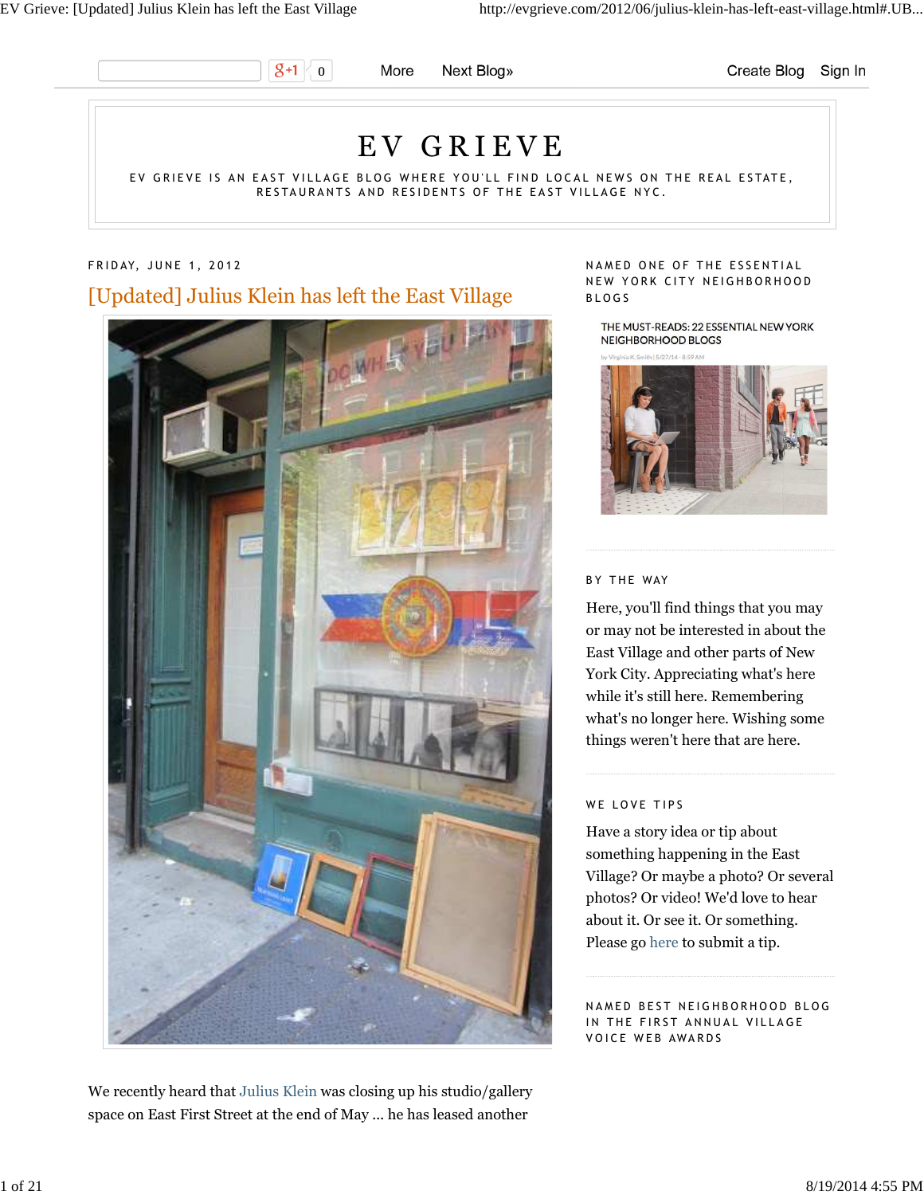More Next Blog» Create Blog Sign In

# EV GRIEVE

EV GRIEVE IS AN EAST VILLAGE BLOG WHERE YOU'LL FIND LOCAL NEWS ON THE REAL ESTATE, RESTAURANTS AND RESIDENTS OF THE EAST VILLAGE NYC.

FRIDAY, JUNE 1, 2012

## [Updated] Julius Klein has left the East Village

We recently heard that Julius Klein was closing up his studio/gallery space on East First Street at the end of May ... he has leased another

### NAMED ONE OF THE ESSENTIAL NEW YORK CITY NEIGHBORHOOD BLOGS

THE MUST-READS: 22 ESSENTIAL NEW YORK NEIGHBORHOOD BLOGS

by Virginia K. Smith | 5/27/14 - 8:59 AM

### BY THE WAY

Here, you'll find things that you may or may not be interested in about the East Village and other parts of New York City. Appreciating what's here while it's still here. Remembering what's no longer here. Wishing some things weren't here that are here.

### WE LOVE TIPS

Have a story idea or tip about something happening in the East Village? Or maybe a photo? Or several photos? Or video! We'd love to hear about it. Or see it. Or something. Please go here to submit a tip.

### NAMED BEST NEIGHBORHOOD BLOG IN THE FIRST ANNUAL VILLAGE VOICE WEB AWARDS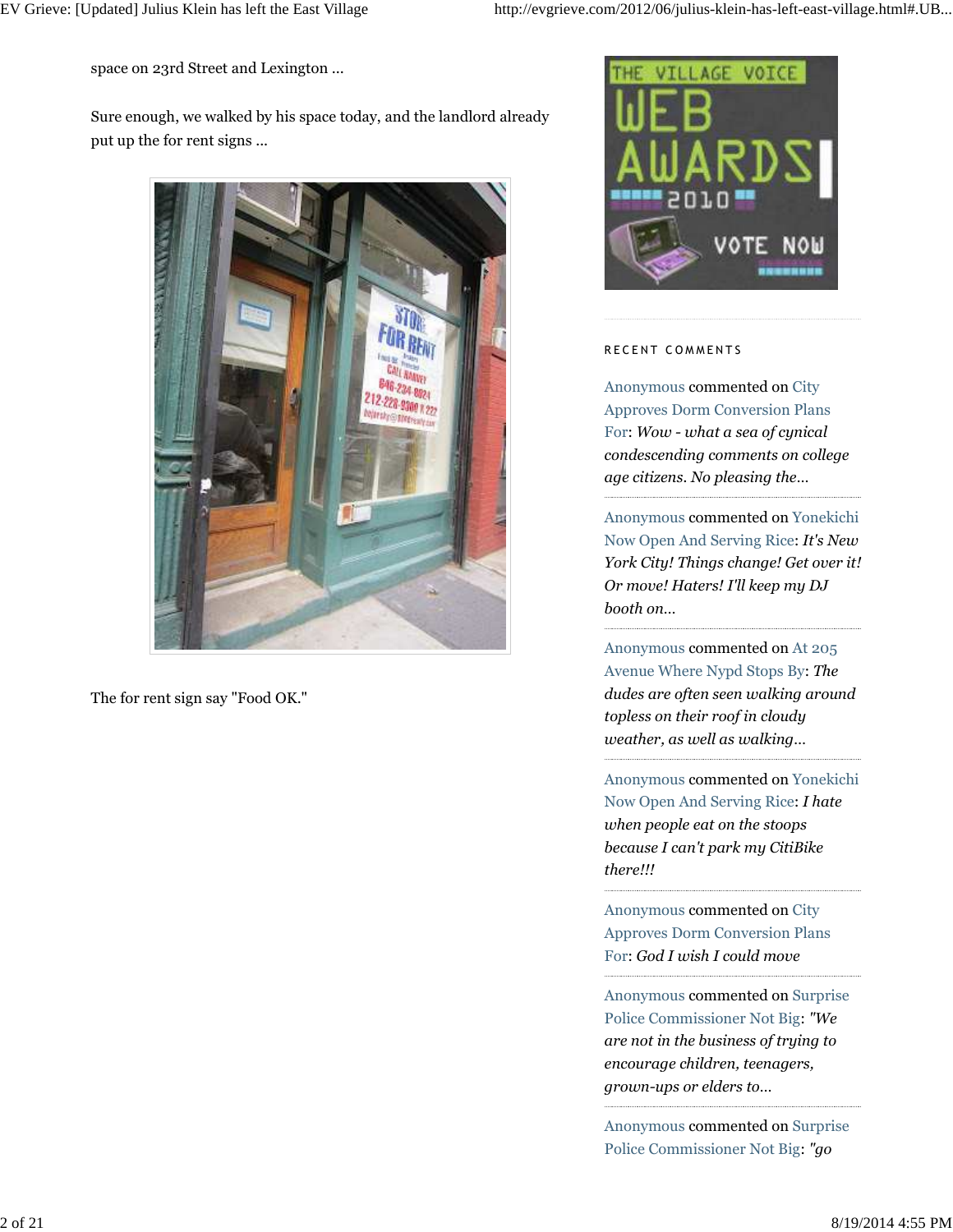space on 23rd Street and Lexington ...

Sure enough, we walked by his space today, and the landlord already put up the for rent signs ...

The for rent sign say "Food OK."

RECENT COMMENTS

Anonymous commented on City Approves Dorm Conversion Plans For: *Wow - what a sea of cynical condescending comments on college age citizens. No pleasing the...*

Anonymous commented on Yonekichi Now Open And Serving Rice: *It's New York City! Things change! Get over it! Or move! Haters! I'll keep my DJ booth on...*

Anonymous commented on At 205 Avenue Where Nypd Stops By: *The dudes are often seen walking around topless on their roof in cloudy weather, as well as walking...*

Anonymous commented on Yonekichi Now Open And Serving Rice: *I hate when people eat on the stoops because I can't park my CitiBike there!!!*

Anonymous commented on City Approves Dorm Conversion Plans For: *God I wish I could move*

Anonymous commented on Surprise Police Commissioner Not Big: *"We are not in the business of trying to encourage children, teenagers, grown-ups or elders to...*

Anonymous commented on Surprise Police Commissioner Not Big: *"go*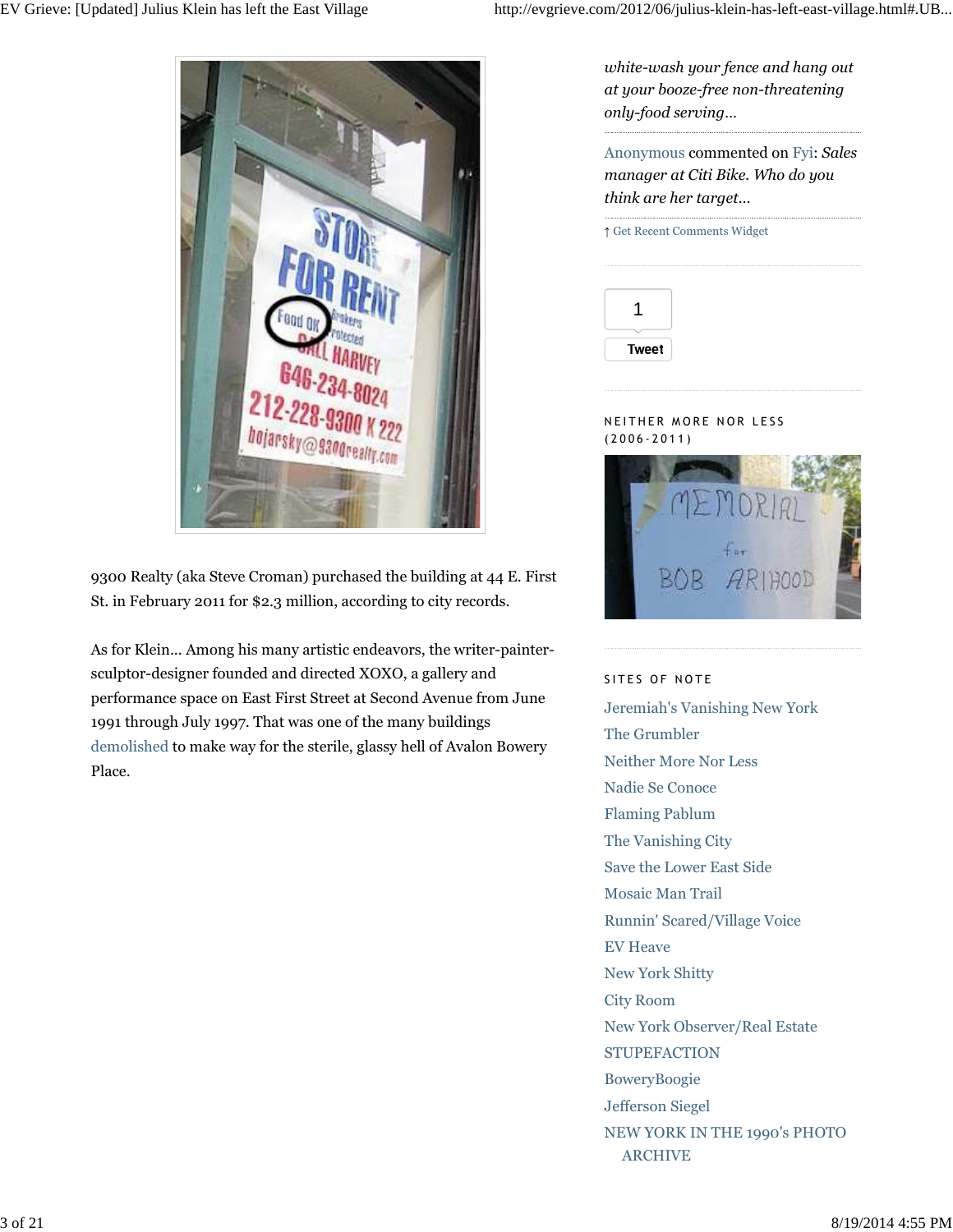9300 Realty (aka Steve Croman) purchased the building at 44 E. First St. in February 2011 for $2.3 million, according to city records.

As for Klein... Among his many artistic endeavors, the writer-painter-sculptor-designer founded and directed XOXO, a gallery and performance space on East First Street at Second Avenue from June 1991 through July 1997. That was one of the many buildings demolished to make way for the sterile, glassy hell of Avalon Bowery Place.

*white-wash your fence and hang out at your booze-free non-threatening only-food serving...*

Anonymous commented on Fyi: *Sales manager at Citi Bike. Who do you think are her target...*

↑ Get Recent Comments Widget

1

Tweet

## NEITHER MORE NOR LESS (2006-2011)

## SITES OF NOTE

- Jeremiah's Vanishing New York
- The Grumbler
- Neither More Nor Less
- Nadie Se Conoce
- Flaming Pablum
- The Vanishing City
- Save the Lower East Side
- Mosaic Man Trail
- Runnin' Scared/Village Voice
- EV Heave
- New York Shitty
- City Room
- New York Observer/Real Estate
- STUPEFACTION
- BoweryBoogie
- Jefferson Siegel
- NEW YORK IN THE 1990's PHOTO ARCHIVE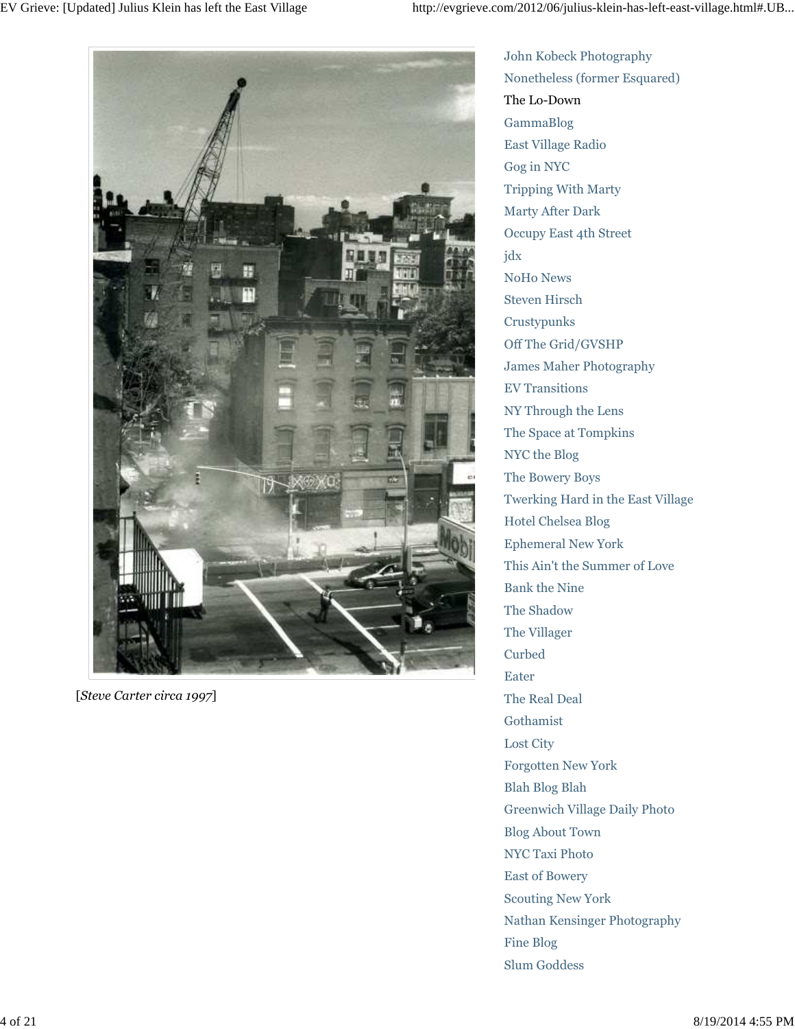[*Steve Carter circa 1997*]

- John Kobeck Photography
- Nonetheless (former Esquared)
- The Lo-Down
- GammaBlog
- East Village Radio
- Gog in NYC
- Tripping With Marty
- Marty After Dark
- Occupy East 4th Street
- jdx
- NoHo News
- Steven Hirsch
- Crustypunks
- Off The Grid/GVSHP
- James Maher Photography
- EV Transitions
- NY Through the Lens
- The Space at Tompkins
- NYC the Blog
- The Bowery Boys
- Twerking Hard in the East Village
- Hotel Chelsea Blog
- Ephemeral New York
- This Ain't the Summer of Love
- Bank the Nine
- The Shadow
- The Villager
- Curbed
- Eater
- The Real Deal
- Gothamist
- Lost City
- Forgotten New York
- Blah Blog Blah
- Greenwich Village Daily Photo
- Blog About Town
- NYC Taxi Photo
- East of Bowery
- Scouting New York
- Nathan Kensinger Photography
- Fine Blog
- Slum Goddess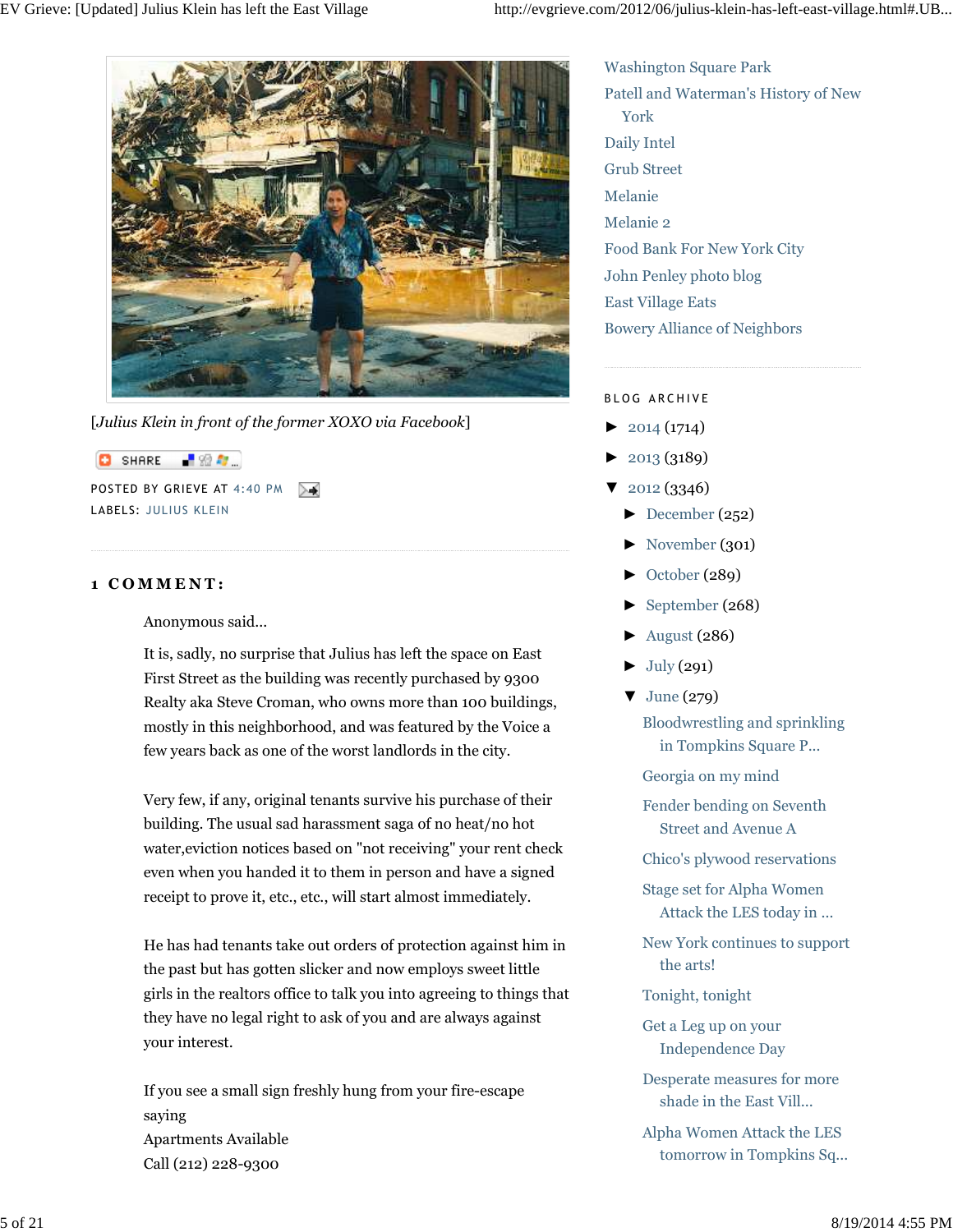[*Julius Klein in front of the former XOXO via Facebook*]

SHARE

POSTED BY GRIEVE AT 4:40 PM

LABELS: JULIUS KLEIN

## 1 COMMENT:

Anonymous said...

It is, sadly, no surprise that Julius has left the space on East First Street as the building was recently purchased by 9300 Realty aka Steve Croman, who owns more than 100 buildings, mostly in this neighborhood, and was featured by the Voice a few years back as one of the worst landlords in the city.

Very few, if any, original tenants survive his purchase of their building. The usual sad harassment saga of no heat/no hot water,eviction notices based on "not receiving" your rent check even when you handed it to them in person and have a signed receipt to prove it, etc., etc., will start almost immediately.

He has had tenants take out orders of protection against him in the past but has gotten slicker and now employs sweet little girls in the realtors office to talk you into agreeing to things that they have no legal right to ask of you and are always against your interest.

If you see a small sign freshly hung from your fire-escape saying
Apartments Available
Call (212) 228-9300

Washington Square Park
Patell and Waterman's History of New York
Daily Intel
Grub Street
Melanie
Melanie 2
Food Bank For New York City
John Penley photo blog
East Village Eats
Bowery Alliance of Neighbors

BLOG ARCHIVE

- ► 2014 (1714)
- ► 2013 (3189)
- ▼ 2012 (3346)
  - ► December (252)
  - ► November (301)
  - ► October (289)
  - ► September (268)
  - ► August (286)
  - ► July (291)
  - ▼ June (279)
    - Bloodwrestling and sprinkling in Tompkins Square P...
    - Georgia on my mind
    - Fender bending on Seventh Street and Avenue A
    - Chico's plywood reservations
    - Stage set for Alpha Women Attack the LES today in ...
    - New York continues to support the arts!
    - Tonight, tonight
    - Get a Leg up on your Independence Day
    - Desperate measures for more shade in the East Vill...
    - Alpha Women Attack the LES tomorrow in Tompkins Sq...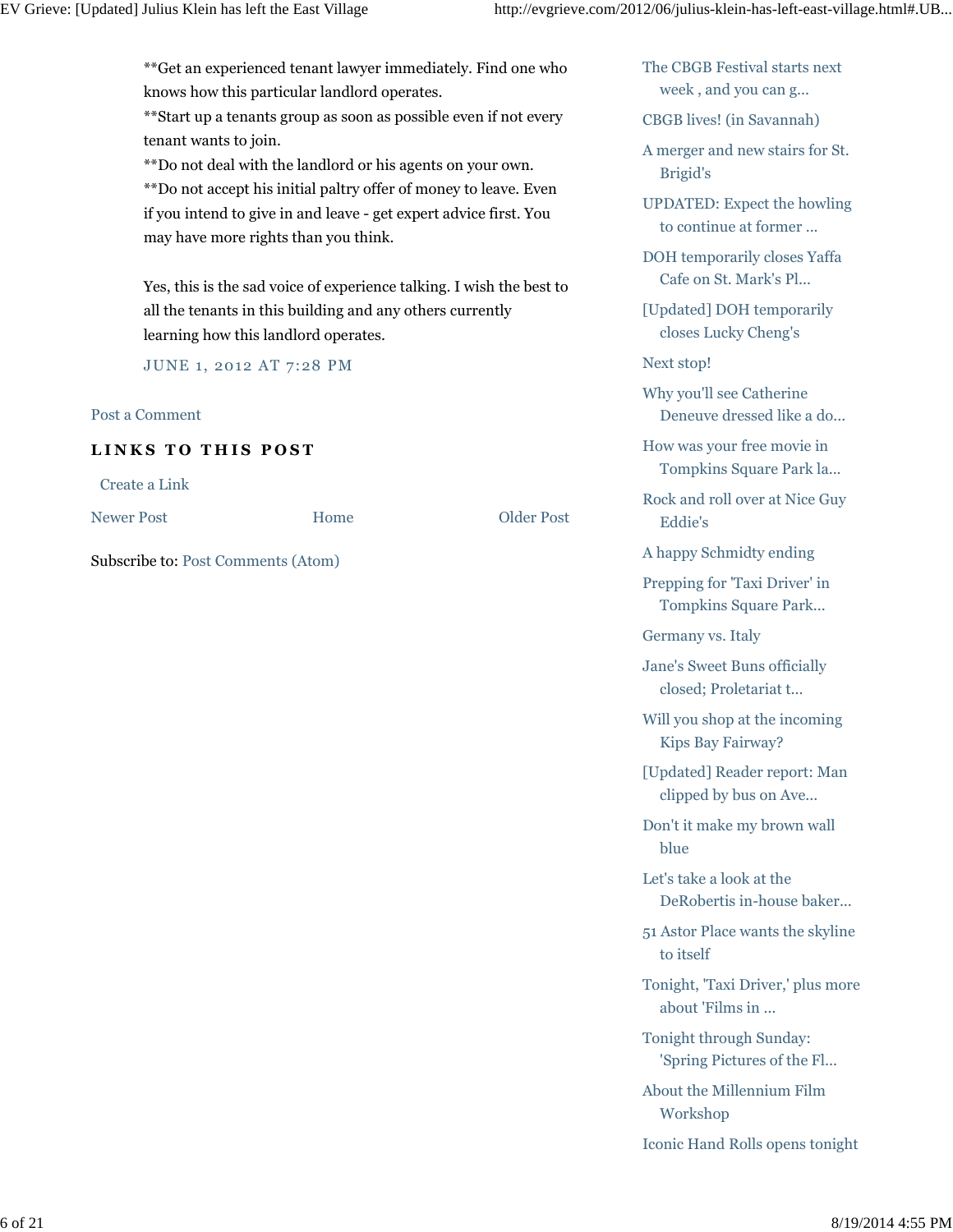**Get an experienced tenant lawyer immediately. Find one who knows how this particular landlord operates.
**Start up a tenants group as soon as possible even if not every tenant wants to join.
**Do not deal with the landlord or his agents on your own.
**Do not accept his initial paltry offer of money to leave. Even if you intend to give in and leave - get expert advice first. You may have more rights than you think.

Yes, this is the sad voice of experience talking. I wish the best to all the tenants in this building and any others currently learning how this landlord operates.

JUNE 1, 2012 AT 7:28 PM

Post a Comment

## LINKS TO THIS POST

Create a Link

Newer Post Home Older Post

Subscribe to: Post Comments (Atom)

- The CBGB Festival starts next week , and you can g...
- CBGB lives! (in Savannah)
- A merger and new stairs for St. Brigid's
- UPDATED: Expect the howling to continue at former ...
- DOH temporarily closes Yaffa Cafe on St. Mark's Pl...
- [Updated] DOH temporarily closes Lucky Cheng's
- Next stop!
- Why you'll see Catherine Deneuve dressed like a do...
- How was your free movie in Tompkins Square Park la...
- Rock and roll over at Nice Guy Eddie's
- A happy Schmidty ending
- Prepping for 'Taxi Driver' in Tompkins Square Park...
- Germany vs. Italy
- Jane's Sweet Buns officially closed; Proletariat t...
- Will you shop at the incoming Kips Bay Fairway?
- [Updated] Reader report: Man clipped by bus on Ave...
- Don't it make my brown wall blue
- Let's take a look at the DeRobertis in-house baker...
- 51 Astor Place wants the skyline to itself
- Tonight, 'Taxi Driver,' plus more about 'Films in ...
- Tonight through Sunday: 'Spring Pictures of the Fl...
- About the Millennium Film Workshop
- Iconic Hand Rolls opens tonight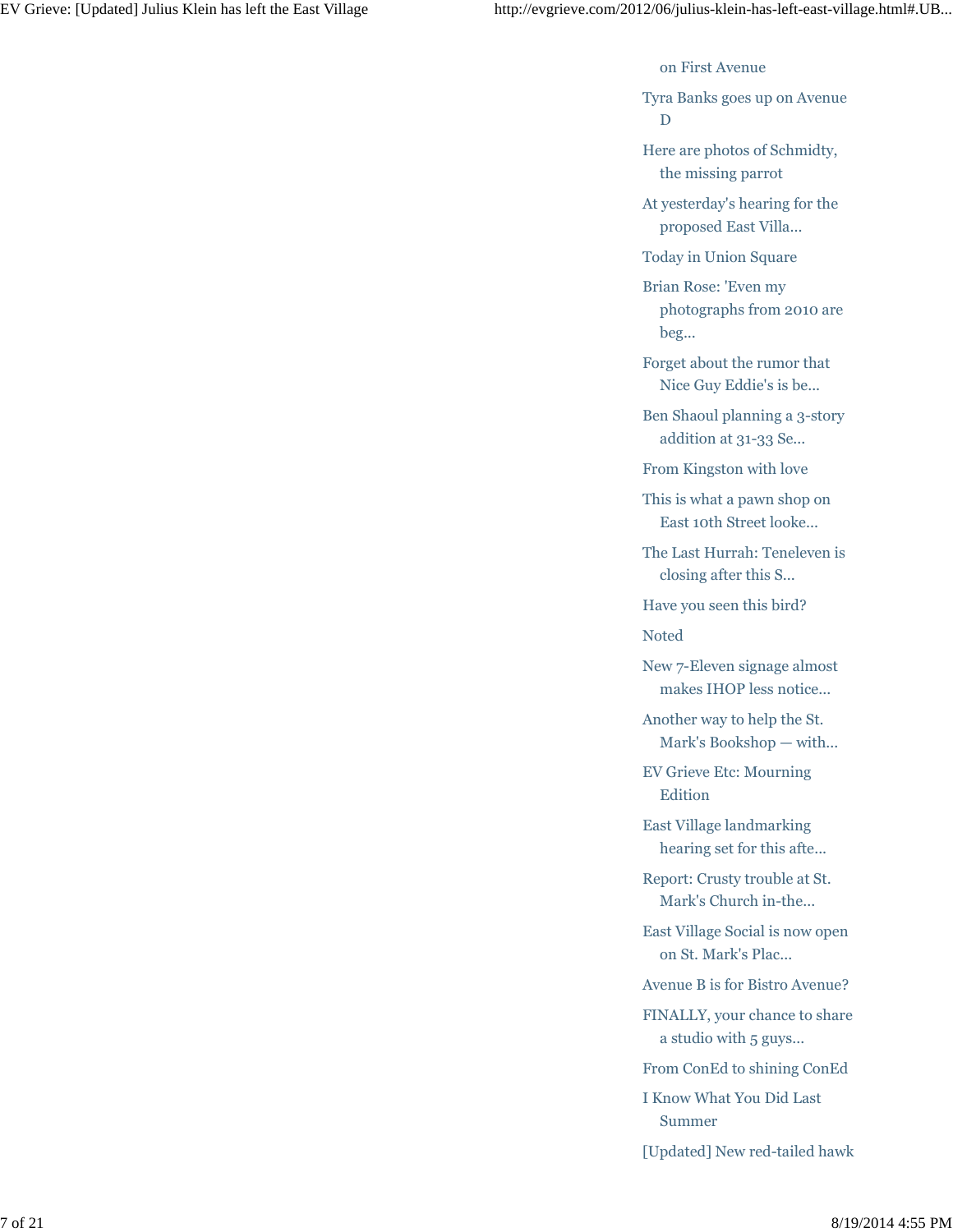on First Avenue

- Tyra Banks goes up on Avenue D
- Here are photos of Schmidty, the missing parrot
- At yesterday's hearing for the proposed East Villa...
- Today in Union Square
- Brian Rose: 'Even my photographs from 2010 are beg...
- Forget about the rumor that Nice Guy Eddie's is be...
- Ben Shaoul planning a 3-story addition at 31-33 Se...
- From Kingston with love
- This is what a pawn shop on East 10th Street looke...
- The Last Hurrah: Teneleven is closing after this S...
- Have you seen this bird?
- Noted
- New 7-Eleven signage almost makes IHOP less notice...
- Another way to help the St. Mark's Bookshop — with...
- EV Grieve Etc: Mourning Edition
- East Village landmarking hearing set for this afte...
- Report: Crusty trouble at St. Mark's Church in-the...
- East Village Social is now open on St. Mark's Plac...
- Avenue B is for Bistro Avenue?
- FINALLY, your chance to share a studio with 5 guys...
- From ConEd to shining ConEd
- I Know What You Did Last Summer
- [Updated] New red-tailed hawk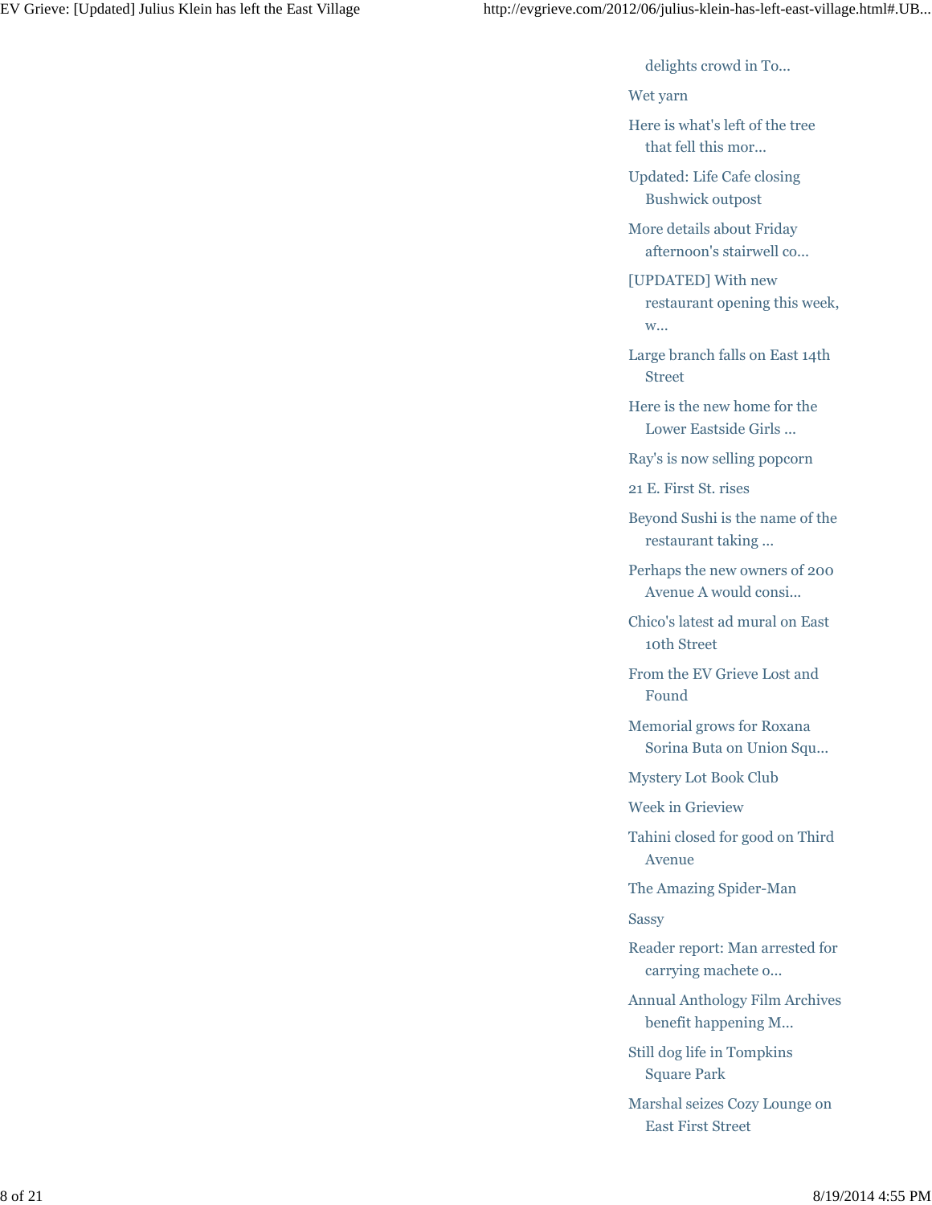delights crowd in To...

- Wet yarn
- Here is what's left of the tree that fell this mor...
- Updated: Life Cafe closing Bushwick outpost
- More details about Friday afternoon's stairwell co...
- [UPDATED] With new restaurant opening this week, w...
- Large branch falls on East 14th Street
- Here is the new home for the Lower Eastside Girls ...
- Ray's is now selling popcorn
- 21 E. First St. rises
- Beyond Sushi is the name of the restaurant taking ...
- Perhaps the new owners of 200 Avenue A would consi...
- Chico's latest ad mural on East 10th Street
- From the EV Grieve Lost and Found
- Memorial grows for Roxana Sorina Buta on Union Squ...
- Mystery Lot Book Club
- Week in Grieview
- Tahini closed for good on Third Avenue
- The Amazing Spider-Man
- Sassy
- Reader report: Man arrested for carrying machete o...
- Annual Anthology Film Archives benefit happening M...
- Still dog life in Tompkins Square Park
- Marshal seizes Cozy Lounge on East First Street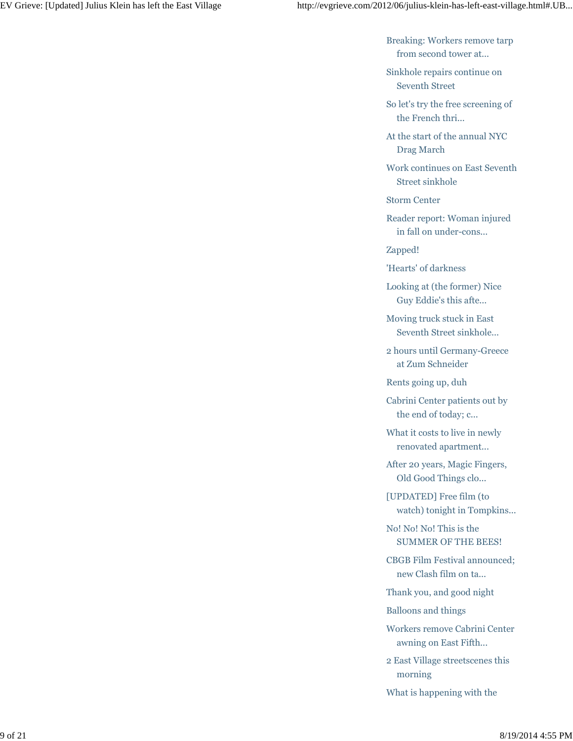- Breaking: Workers remove tarp from second tower at...
- Sinkhole repairs continue on Seventh Street
- So let's try the free screening of the French thri...
- At the start of the annual NYC Drag March
- Work continues on East Seventh Street sinkhole
- Storm Center
- Reader report: Woman injured in fall on under-cons...
- Zapped!
- 'Hearts' of darkness
- Looking at (the former) Nice Guy Eddie's this afte...
- Moving truck stuck in East Seventh Street sinkhole...
- 2 hours until Germany-Greece at Zum Schneider
- Rents going up, duh
- Cabrini Center patients out by the end of today; c...
- What it costs to live in newly renovated apartment...
- After 20 years, Magic Fingers, Old Good Things clo...
- [UPDATED] Free film (to watch) tonight in Tompkins...
- No! No! No! This is the SUMMER OF THE BEES!
- CBGB Film Festival announced; new Clash film on ta...
- Thank you, and good night
- Balloons and things
- Workers remove Cabrini Center awning on East Fifth...
- 2 East Village streetscenes this morning
- What is happening with the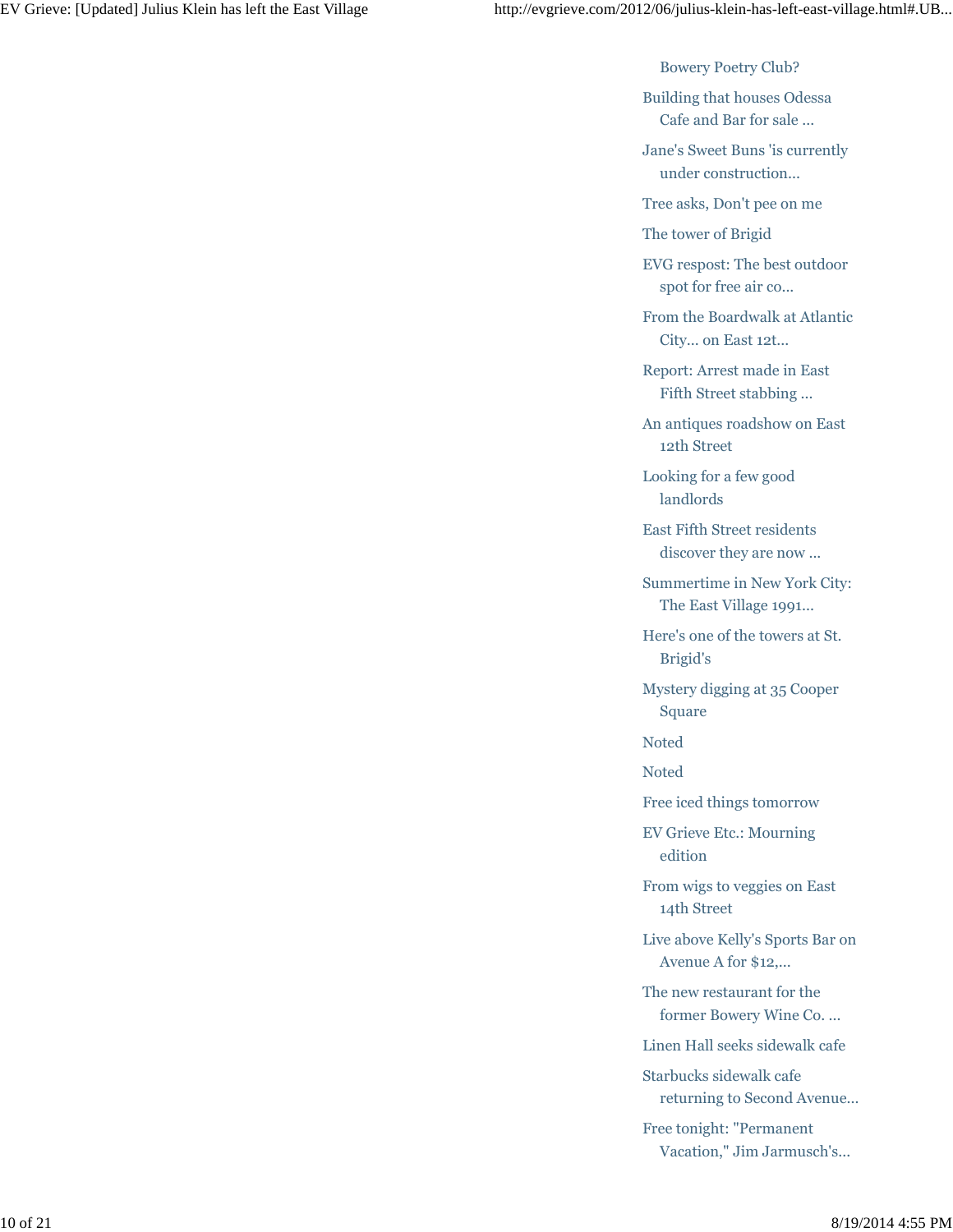- Bowery Poetry Club?
- Building that houses Odessa Cafe and Bar for sale ...
- Jane's Sweet Buns 'is currently under construction...
- Tree asks, Don't pee on me
- The tower of Brigid
- EVG respost: The best outdoor spot for free air co...
- From the Boardwalk at Atlantic City... on East 12t...
- Report: Arrest made in East Fifth Street stabbing ...
- An antiques roadshow on East 12th Street
- Looking for a few good landlords
- East Fifth Street residents discover they are now ...
- Summertime in New York City: The East Village 1991...
- Here's one of the towers at St. Brigid's
- Mystery digging at 35 Cooper Square
- Noted
- Noted
- Free iced things tomorrow
- EV Grieve Etc.: Mourning edition
- From wigs to veggies on East 14th Street
- Live above Kelly's Sports Bar on Avenue A for $12,...
- The new restaurant for the former Bowery Wine Co. ...
- Linen Hall seeks sidewalk cafe
- Starbucks sidewalk cafe returning to Second Avenue...
- Free tonight: "Permanent Vacation," Jim Jarmusch's...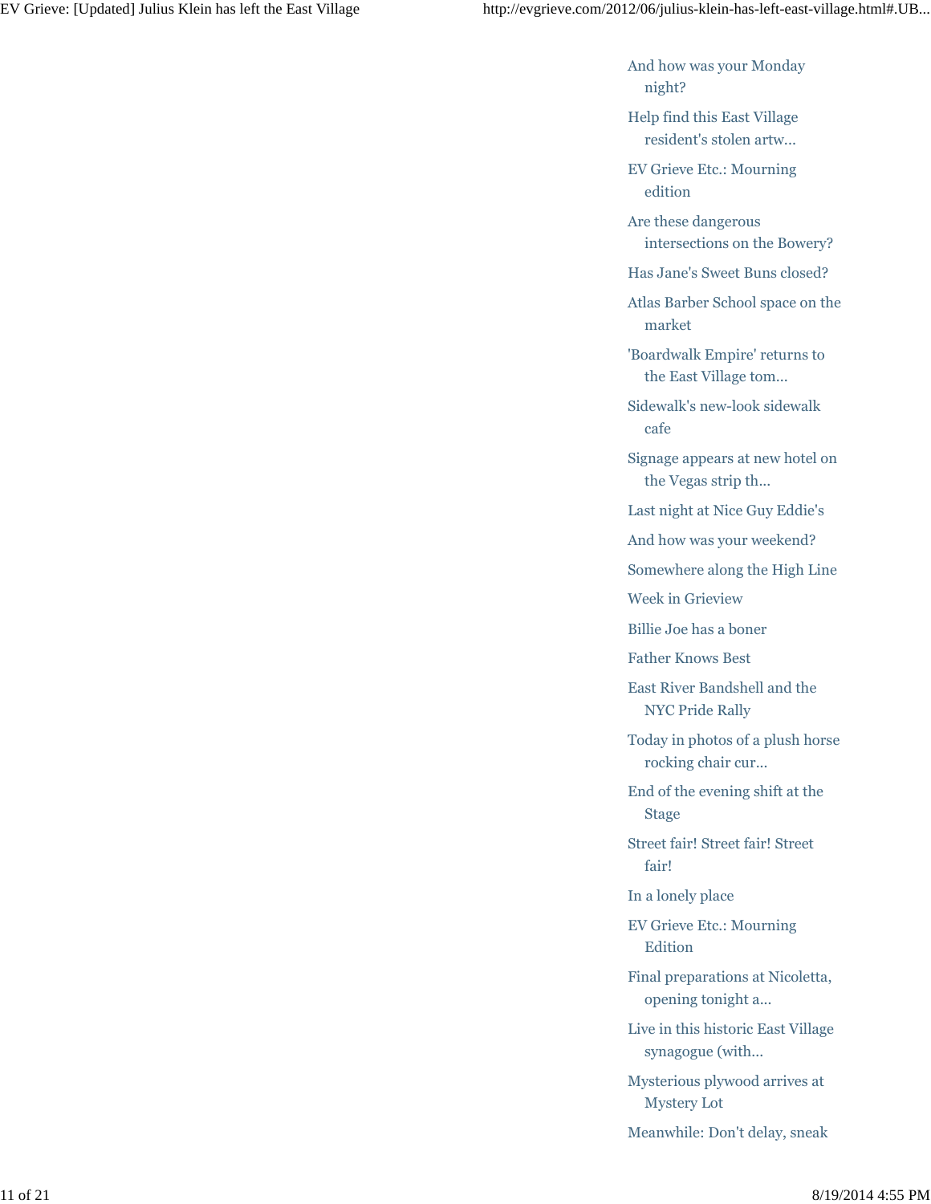- And how was your Monday night?
- Help find this East Village resident's stolen artw...
- EV Grieve Etc.: Mourning edition
- Are these dangerous intersections on the Bowery?
- Has Jane's Sweet Buns closed?
- Atlas Barber School space on the market
- 'Boardwalk Empire' returns to the East Village tom...
- Sidewalk's new-look sidewalk cafe
- Signage appears at new hotel on the Vegas strip th...
- Last night at Nice Guy Eddie's
- And how was your weekend?
- Somewhere along the High Line
- Week in Grieview
- Billie Joe has a boner
- Father Knows Best
- East River Bandshell and the NYC Pride Rally
- Today in photos of a plush horse rocking chair cur...
- End of the evening shift at the Stage
- Street fair! Street fair! Street fair!
- In a lonely place
- EV Grieve Etc.: Mourning Edition
- Final preparations at Nicoletta, opening tonight a...
- Live in this historic East Village synagogue (with...
- Mysterious plywood arrives at Mystery Lot
- Meanwhile: Don't delay, sneak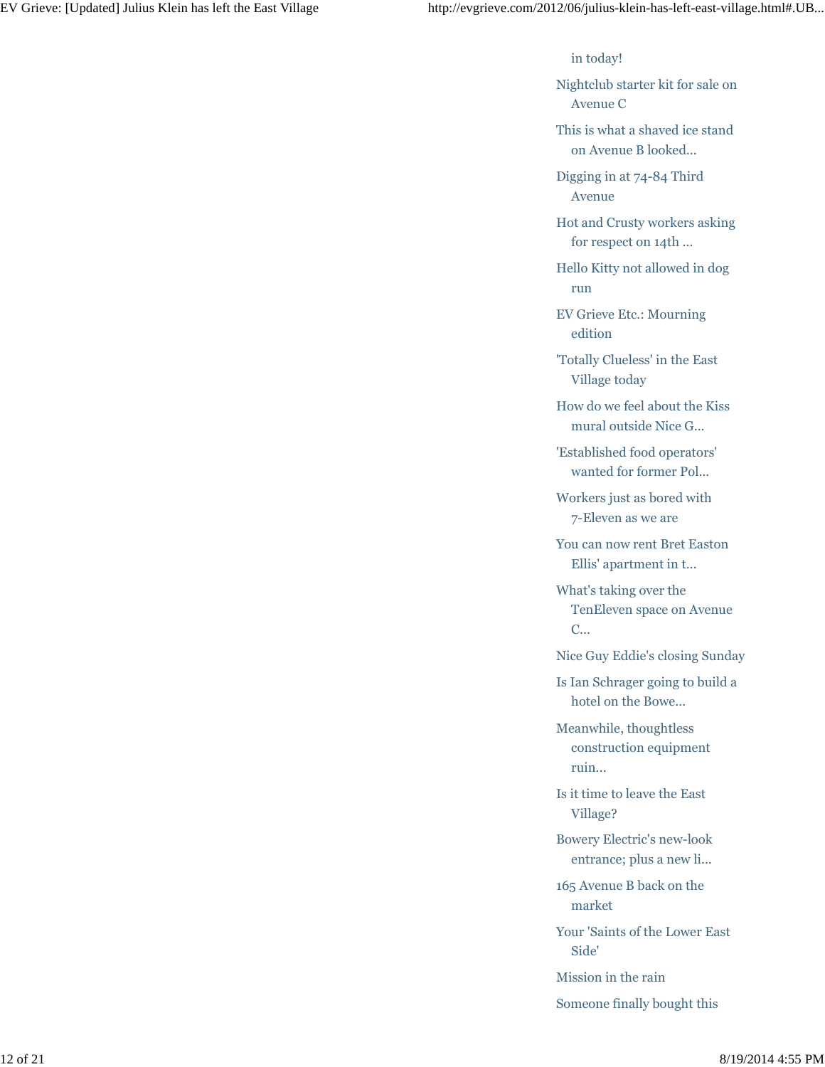in today!

- Nightclub starter kit for sale on Avenue C
- This is what a shaved ice stand on Avenue B looked...
- Digging in at 74-84 Third Avenue
- Hot and Crusty workers asking for respect on 14th ...
- Hello Kitty not allowed in dog run
- EV Grieve Etc.: Mourning edition
- 'Totally Clueless' in the East Village today
- How do we feel about the Kiss mural outside Nice G...
- 'Established food operators' wanted for former Pol...
- Workers just as bored with 7-Eleven as we are
- You can now rent Bret Easton Ellis' apartment in t...
- What's taking over the TenEleven space on Avenue C...
- Nice Guy Eddie's closing Sunday
- Is Ian Schrager going to build a hotel on the Bowe...
- Meanwhile, thoughtless construction equipment ruin...
- Is it time to leave the East Village?
- Bowery Electric's new-look entrance; plus a new li...
- 165 Avenue B back on the market
- Your 'Saints of the Lower East Side'
- Mission in the rain
- Someone finally bought this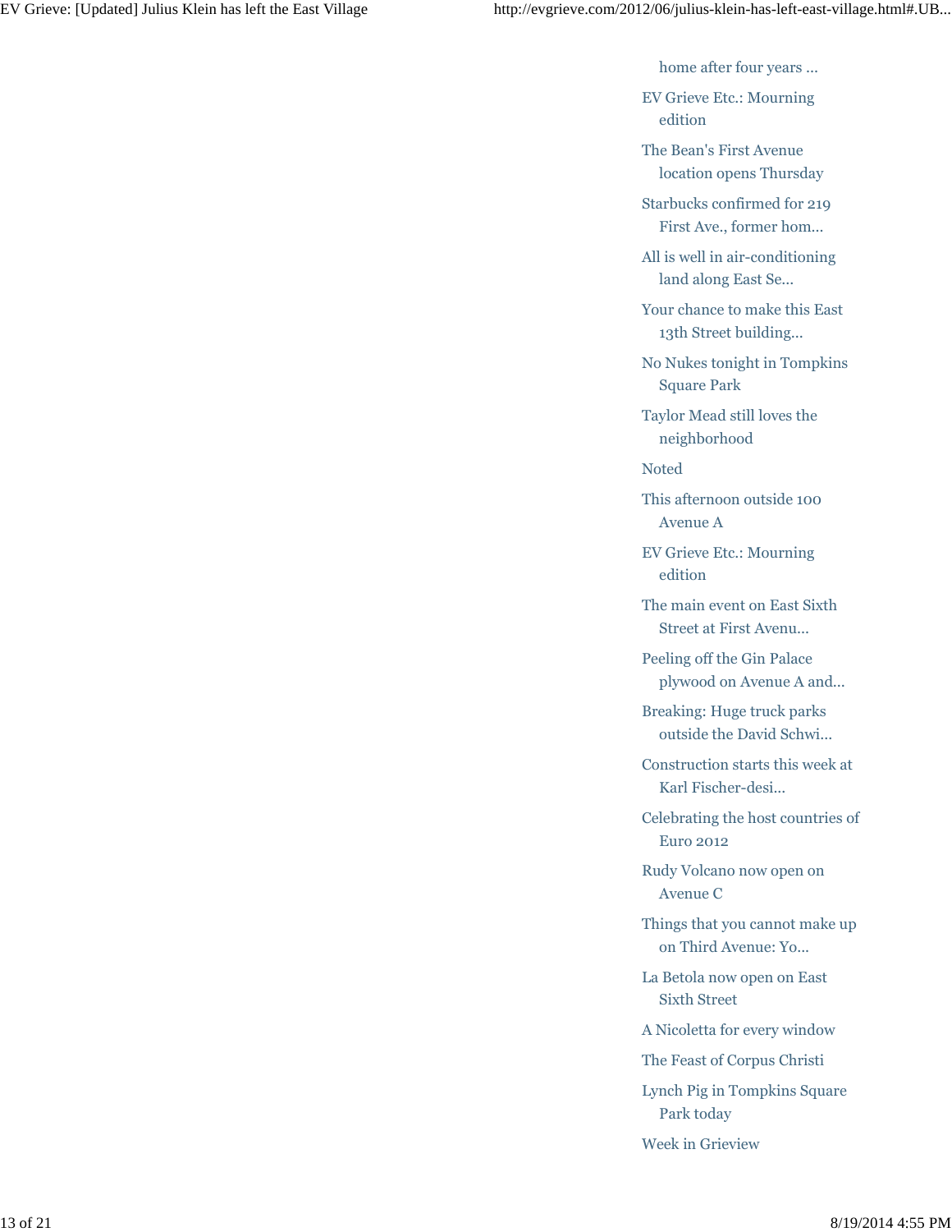home after four years ...

- EV Grieve Etc.: Mourning edition
- The Bean's First Avenue location opens Thursday
- Starbucks confirmed for 219 First Ave., former hom...
- All is well in air-conditioning land along East Se...
- Your chance to make this East 13th Street building...
- No Nukes tonight in Tompkins Square Park
- Taylor Mead still loves the neighborhood
- Noted
- This afternoon outside 100 Avenue A
- EV Grieve Etc.: Mourning edition
- The main event on East Sixth Street at First Avenu...
- Peeling off the Gin Palace plywood on Avenue A and...
- Breaking: Huge truck parks outside the David Schwi...
- Construction starts this week at Karl Fischer-desi...
- Celebrating the host countries of Euro 2012
- Rudy Volcano now open on Avenue C
- Things that you cannot make up on Third Avenue: Yo...
- La Betola now open on East Sixth Street
- A Nicoletta for every window
- The Feast of Corpus Christi
- Lynch Pig in Tompkins Square Park today
- Week in Grieview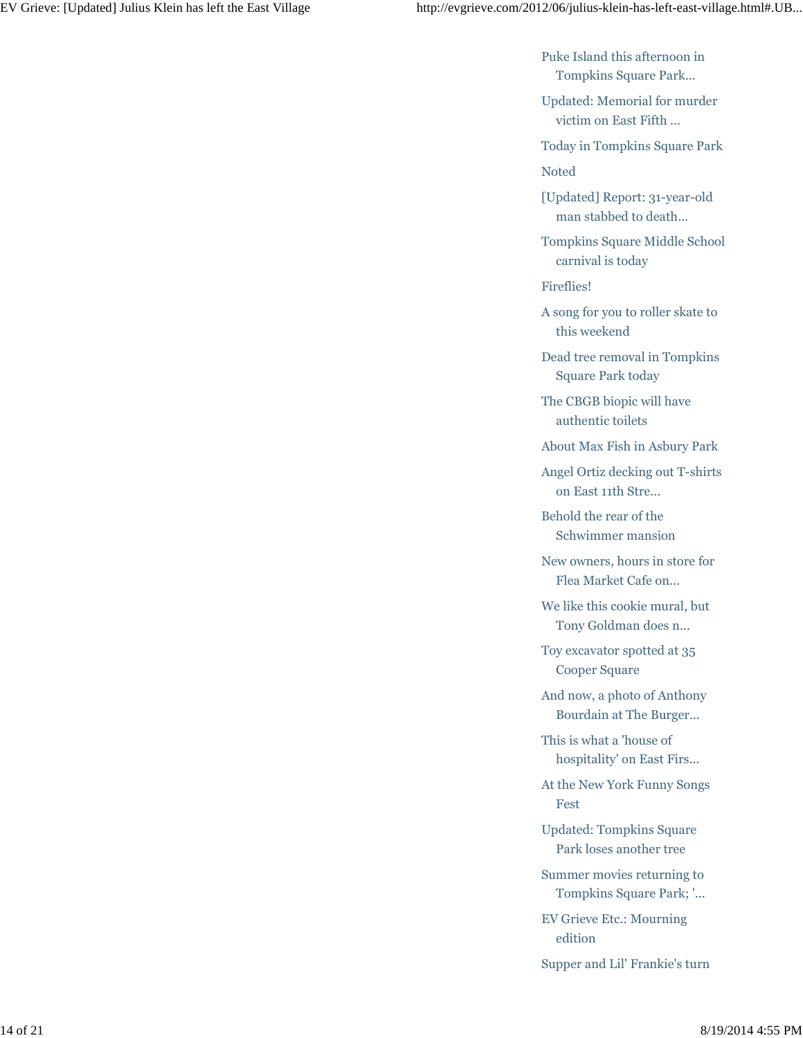- Puke Island this afternoon in Tompkins Square Park...
- Updated: Memorial for murder victim on East Fifth ...
- Today in Tompkins Square Park
- Noted
- [Updated] Report: 31-year-old man stabbed to death...
- Tompkins Square Middle School carnival is today
- Fireflies!
- A song for you to roller skate to this weekend
- Dead tree removal in Tompkins Square Park today
- The CBGB biopic will have authentic toilets
- About Max Fish in Asbury Park
- Angel Ortiz decking out T-shirts on East 11th Stre...
- Behold the rear of the Schwimmer mansion
- New owners, hours in store for Flea Market Cafe on...
- We like this cookie mural, but Tony Goldman does n...
- Toy excavator spotted at 35 Cooper Square
- And now, a photo of Anthony Bourdain at The Burger...
- This is what a 'house of hospitality' on East Firs...
- At the New York Funny Songs Fest
- Updated: Tompkins Square Park loses another tree
- Summer movies returning to Tompkins Square Park; '...
- EV Grieve Etc.: Mourning edition
- Supper and Lil' Frankie's turn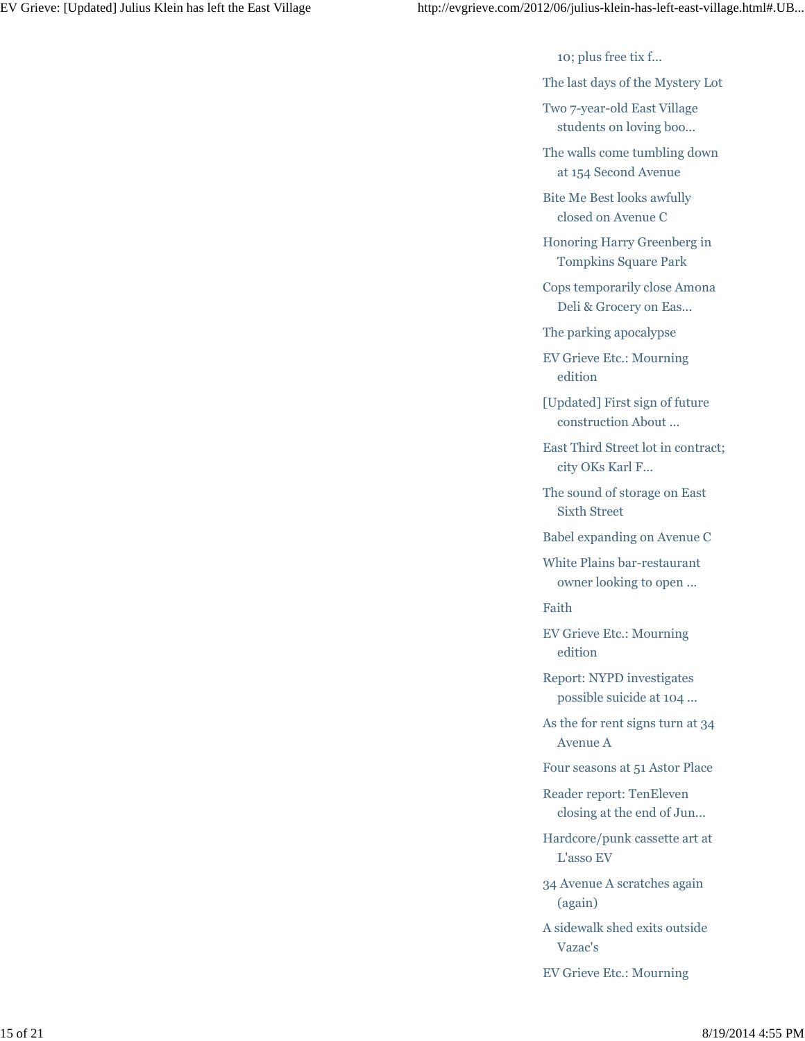10; plus free tix f...

- The last days of the Mystery Lot
- Two 7-year-old East Village students on loving boo...
- The walls come tumbling down at 154 Second Avenue
- Bite Me Best looks awfully closed on Avenue C
- Honoring Harry Greenberg in Tompkins Square Park
- Cops temporarily close Amona Deli & Grocery on Eas...
- The parking apocalypse
- EV Grieve Etc.: Mourning edition
- [Updated] First sign of future construction About ...
- East Third Street lot in contract; city OKs Karl F...
- The sound of storage on East Sixth Street
- Babel expanding on Avenue C
- White Plains bar-restaurant owner looking to open ...
- Faith
- EV Grieve Etc.: Mourning edition
- Report: NYPD investigates possible suicide at 104 ...
- As the for rent signs turn at 34 Avenue A
- Four seasons at 51 Astor Place
- Reader report: TenEleven closing at the end of Jun...
- Hardcore/punk cassette art at L'asso EV
- 34 Avenue A scratches again (again)
- A sidewalk shed exits outside Vazac's
- EV Grieve Etc.: Mourning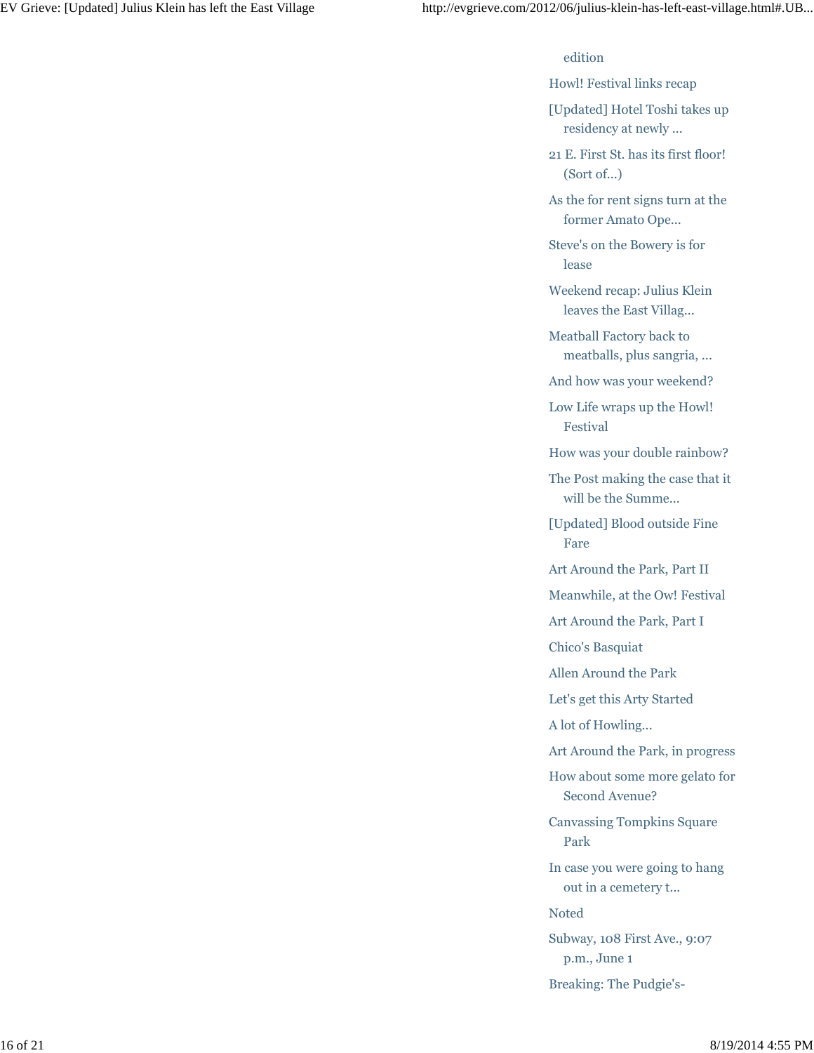edition

- Howl! Festival links recap
- [Updated] Hotel Toshi takes up residency at newly ...
- 21 E. First St. has its first floor! (Sort of...)
- As the for rent signs turn at the former Amato Ope...
- Steve's on the Bowery is for lease
- Weekend recap: Julius Klein leaves the East Villag...
- Meatball Factory back to meatballs, plus sangria, ...
- And how was your weekend?
- Low Life wraps up the Howl! Festival
- How was your double rainbow?
- The Post making the case that it will be the Summe...
- [Updated] Blood outside Fine Fare
- Art Around the Park, Part II
- Meanwhile, at the Ow! Festival
- Art Around the Park, Part I
- Chico's Basquiat
- Allen Around the Park
- Let's get this Arty Started
- A lot of Howling...
- Art Around the Park, in progress
- How about some more gelato for Second Avenue?
- Canvassing Tompkins Square Park
- In case you were going to hang out in a cemetery t...
- Noted
- Subway, 108 First Ave., 9:07 p.m., June 1
- Breaking: The Pudgie's-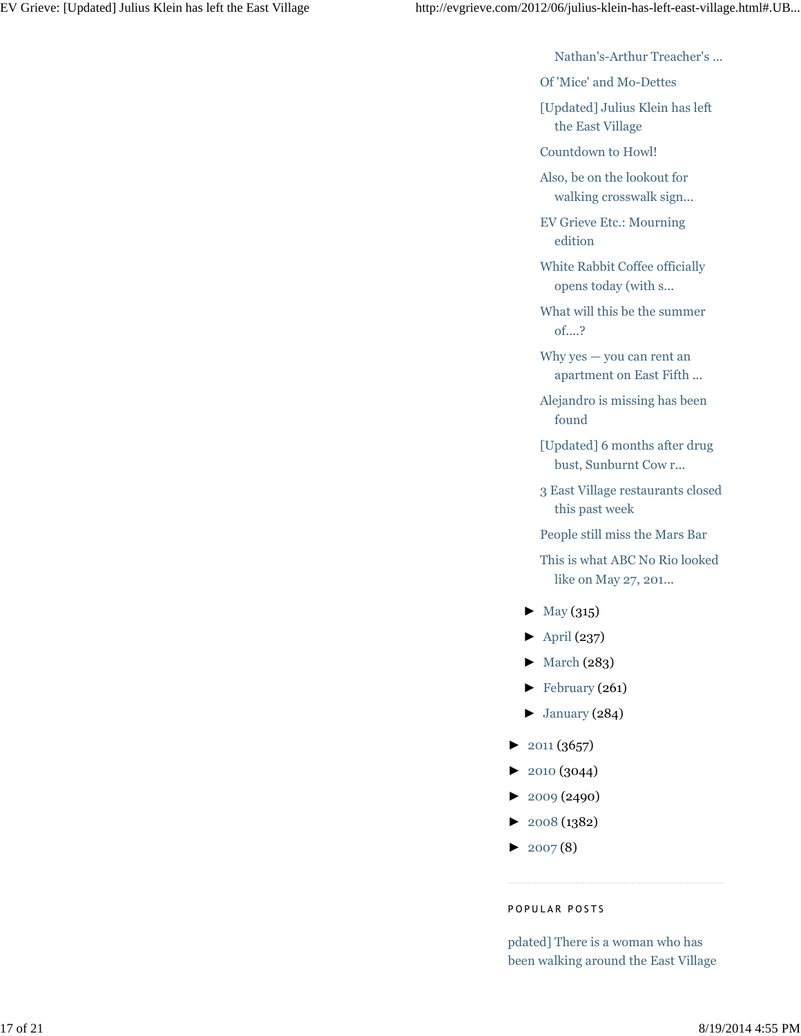- Nathan's-Arthur Treacher's ...
- Of 'Mice' and Mo-Dettes
- [Updated] Julius Klein has left the East Village
- Countdown to Howl!
- Also, be on the lookout for walking crosswalk sign...
- EV Grieve Etc.: Mourning edition
- White Rabbit Coffee officially opens today (with s...
- What will this be the summer of....?
- Why yes — you can rent an apartment on East Fifth ...
- Alejandro is missing has been found
- [Updated] 6 months after drug bust, Sunburnt Cow r...
- 3 East Village restaurants closed this past week
- People still miss the Mars Bar
- This is what ABC No Rio looked like on May 27, 201...

- ► May (315)
- ► April (237)
- ► March (283)
- ► February (261)
- ► January (284)

- ► 2011 (3657)
- ► 2010 (3044)
- ► 2009 (2490)
- ► 2008 (1382)
- ► 2007 (8)

## POPULAR POSTS

pdated] There is a woman who has been walking around the East Village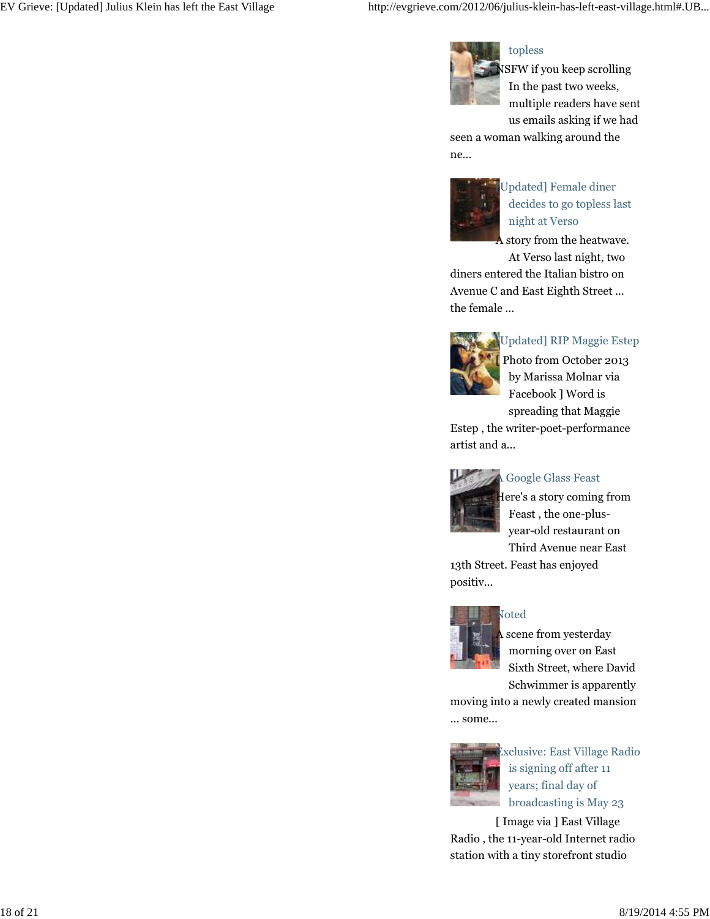topless

NSFW if you keep scrolling In the past two weeks, multiple readers have sent us emails asking if we had seen a woman walking around the ne...

[Updated] Female diner decides to go topless last night at Verso

A story from the heatwave. At Verso last night, two diners entered the Italian bistro on Avenue C and East Eighth Street ... the female ...

[Updated] RIP Maggie Estep

[ Photo from October 2013 by Marissa Molnar via Facebook ] Word is spreading that Maggie Estep , the writer-poet-performance artist and a...

A Google Glass Feast

Here's a story coming from Feast , the one-plus-year-old restaurant on Third Avenue near East 13th Street. Feast has enjoyed positiv...

Noted

A scene from yesterday morning over on East Sixth Street, where David Schwimmer is apparently moving into a newly created mansion ... some...

Exclusive: East Village Radio is signing off after 11 years; final day of broadcasting is May 23

[ Image via ] East Village Radio , the 11-year-old Internet radio station with a tiny storefront studio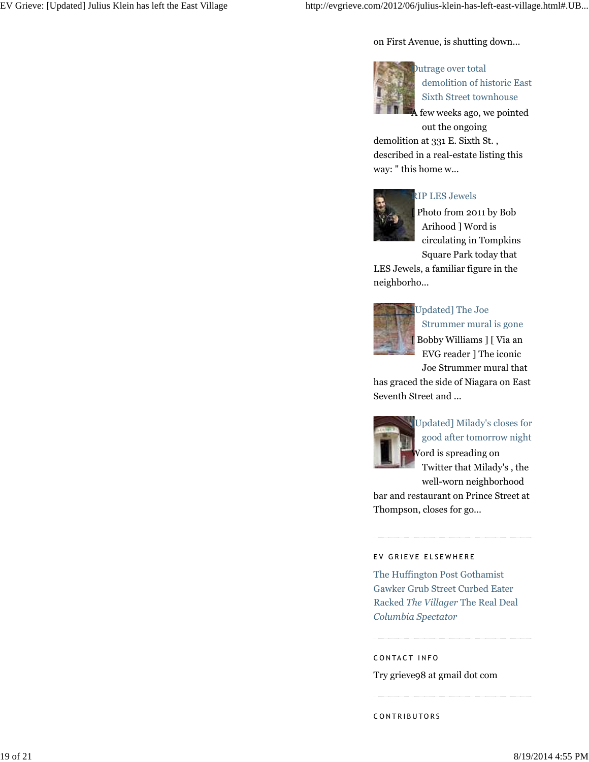on First Avenue, is shutting down...

Outrage over total demolition of historic East Sixth Street townhouse

A few weeks ago, we pointed out the ongoing demolition at 331 E. Sixth St. , described in a real-estate listing this way: " this home w...

RIP LES Jewels

[ Photo from 2011 by Bob Arihood ] Word is circulating in Tompkins Square Park today that LES Jewels, a familiar figure in the neighborho...

[Updated] The Joe Strummer mural is gone

[ Bobby Williams ] [ Via an EVG reader ] The iconic Joe Strummer mural that has graced the side of Niagara on East Seventh Street and ...

[Updated] Milady's closes for good after tomorrow night

Word is spreading on Twitter that Milady's , the well-worn neighborhood bar and restaurant on Prince Street at Thompson, closes for go...

## EV GRIEVE ELSEWHERE

The Huffington Post Gothamist Gawker Grub Street Curbed Eater Racked *The Villager* The Real Deal *Columbia Spectator*

## CONTACT INFO

Try grieve98 at gmail dot com

## CONTRIBUTORS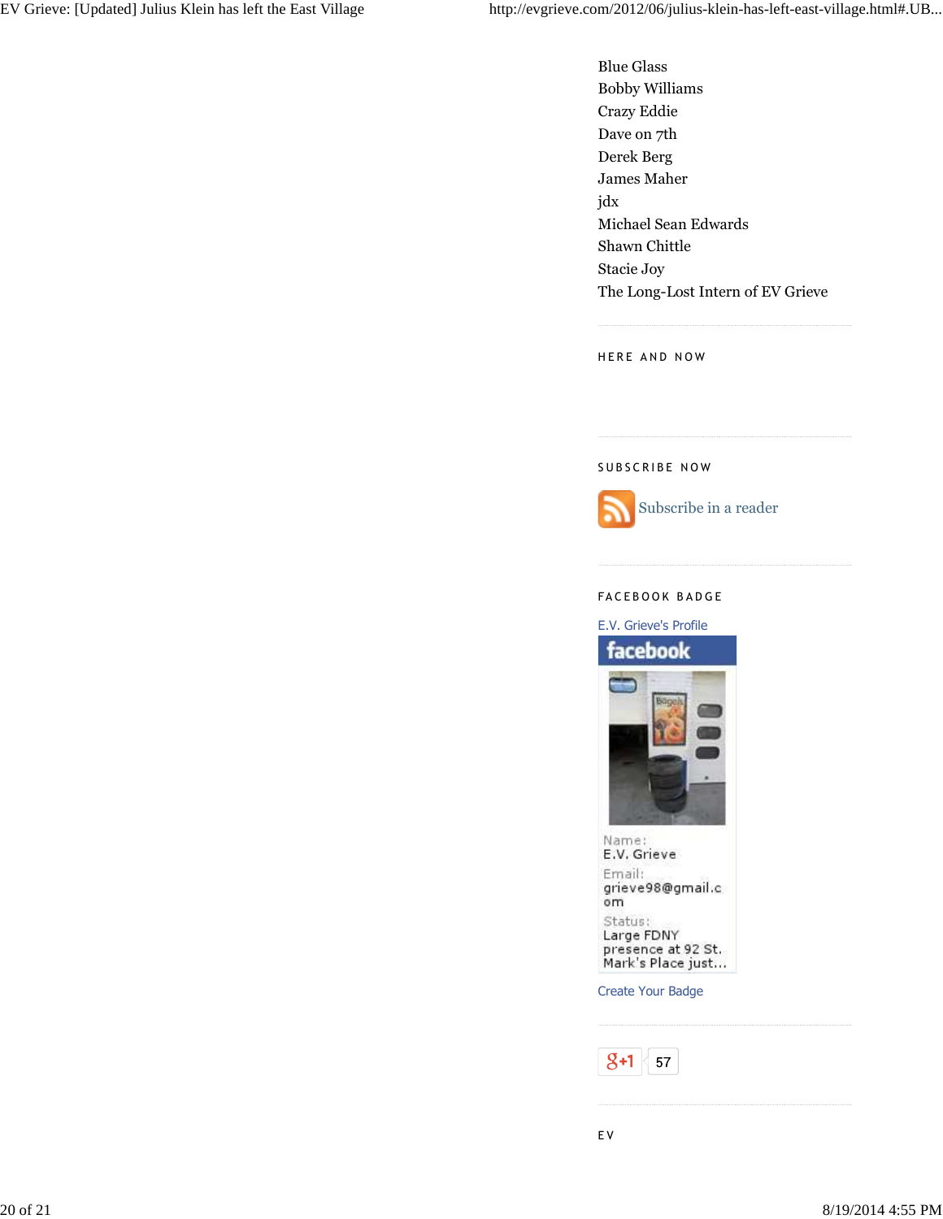Blue Glass
Bobby Williams
Crazy Eddie
Dave on 7th
Derek Berg
James Maher
jdx
Michael Sean Edwards
Shawn Chittle
Stacie Joy
The Long-Lost Intern of EV Grieve

## HERE AND NOW

## SUBSCRIBE NOW

Subscribe in a reader

## FACEBOOK BADGE

E.V. Grieve's Profile

facebook

Name:
E.V. Grieve

Email:
grieve98@gmail.com

Status:
Large FDNY presence at 92 St. Mark's Place just...

Create Your Badge

+1 57

## EV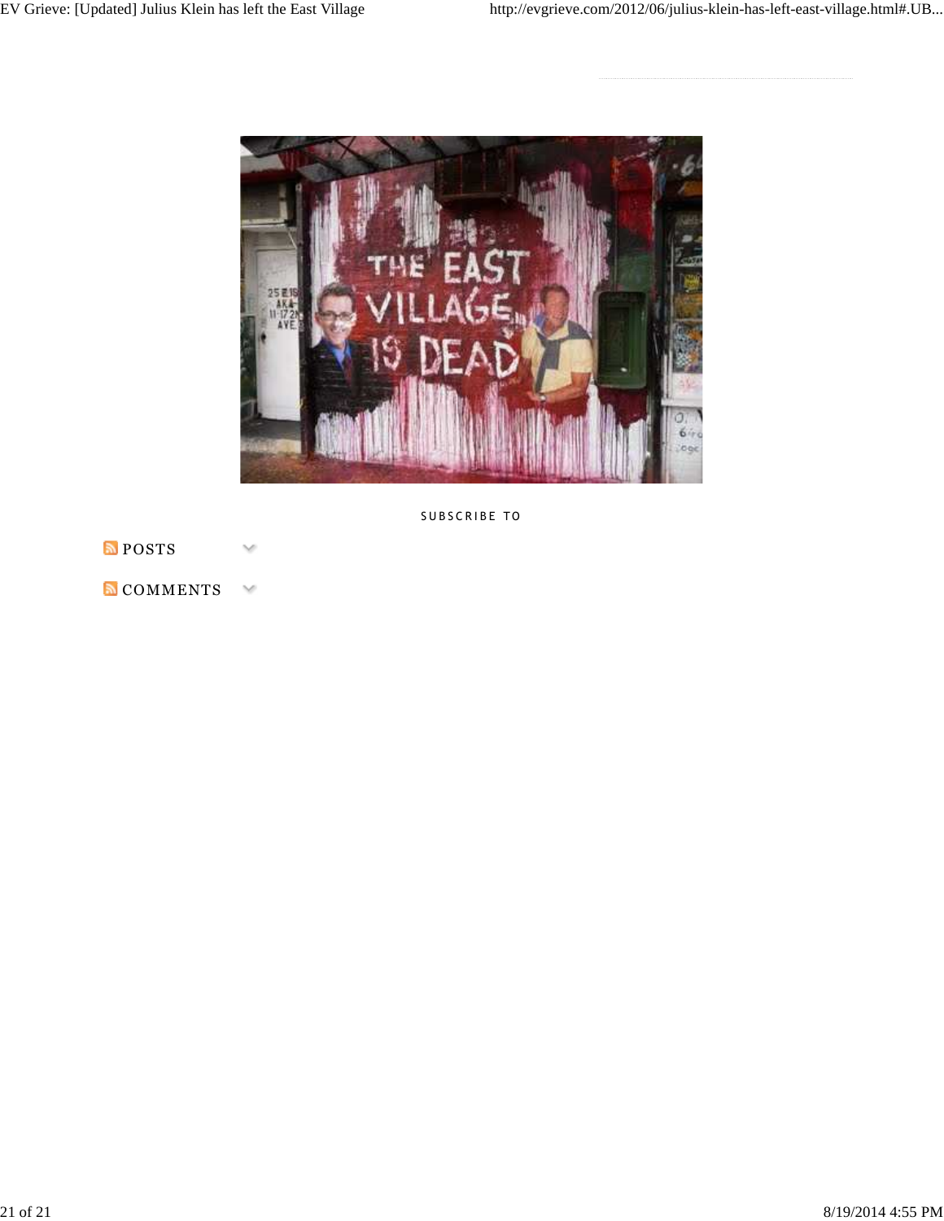SUBSCRIBE TO

POSTS

COMMENTS